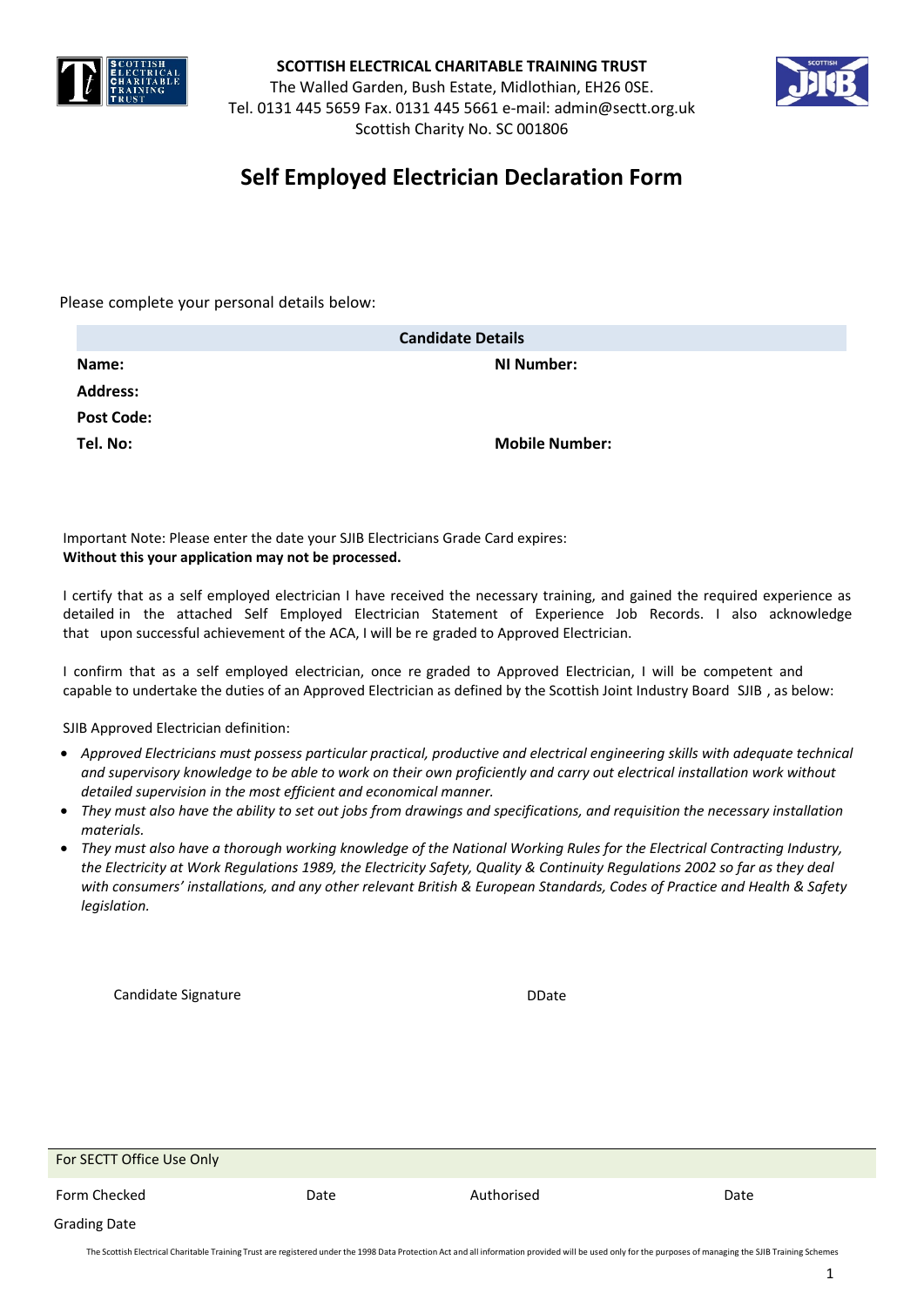**SCOTTISH ELECTRICAL CHARITABLE TRAINING TRUST**
The Walled Garden, Bush Estate, Midlothian, EH26 0SE.
Tel. 0131 445 5659 Fax. 0131 445 5661 e-mail: admin@sectt.org.uk
Scottish Charity No. SC 001806

# Self Employed Electrician Declaration Form

Please complete your personal details below:

| **Candidate Details** | |
|---|---|
| **Name:** | **NI Number:** |
| **Address:** | |
| **Post Code:** | |
| **Tel. No:** | **Mobile Number:** |

Important Note: Please enter the date your SJIB Electricians Grade Card expires:
**Without this your application may not be processed.**

I certify that as a self employed electrician I have received the necessary training, and gained the required experience as detailed in the attached Self Employed Electrician Statement of Experience Job Records. I also acknowledge that upon successful achievement of the ACA, I will be re graded to Approved Electrician.

I confirm that as a self employed electrician, once re graded to Approved Electrician, I will be competent and capable to undertake the duties of an Approved Electrician as defined by the Scottish Joint Industry Board SJIB , as below:

SJIB Approved Electrician definition:

- *Approved Electricians must possess particular practical, productive and electrical engineering skills with adequate technical and supervisory knowledge to be able to work on their own proficiently and carry out electrical installation work without detailed supervision in the most efficient and economical manner.*
- *They must also have the ability to set out jobs from drawings and specifications, and requisition the necessary installation materials.*
- *They must also have a thorough working knowledge of the National Working Rules for the Electrical Contracting Industry, the Electricity at Work Regulations 1989, the Electricity Safety, Quality & Continuity Regulations 2002 so far as they deal with consumers' installations, and any other relevant British & European Standards, Codes of Practice and Health & Safety legislation.*

Candidate Signature DDate

| For SECTT Office Use Only | | | |
|---|---|---|---|
| Form Checked | Date | Authorised | Date |
| Grading Date | | | |

The Scottish Electrical Charitable Training Trust are registered under the 1998 Data Protection Act and all information provided will be used only for the purposes of managing the SJIB Training Schemes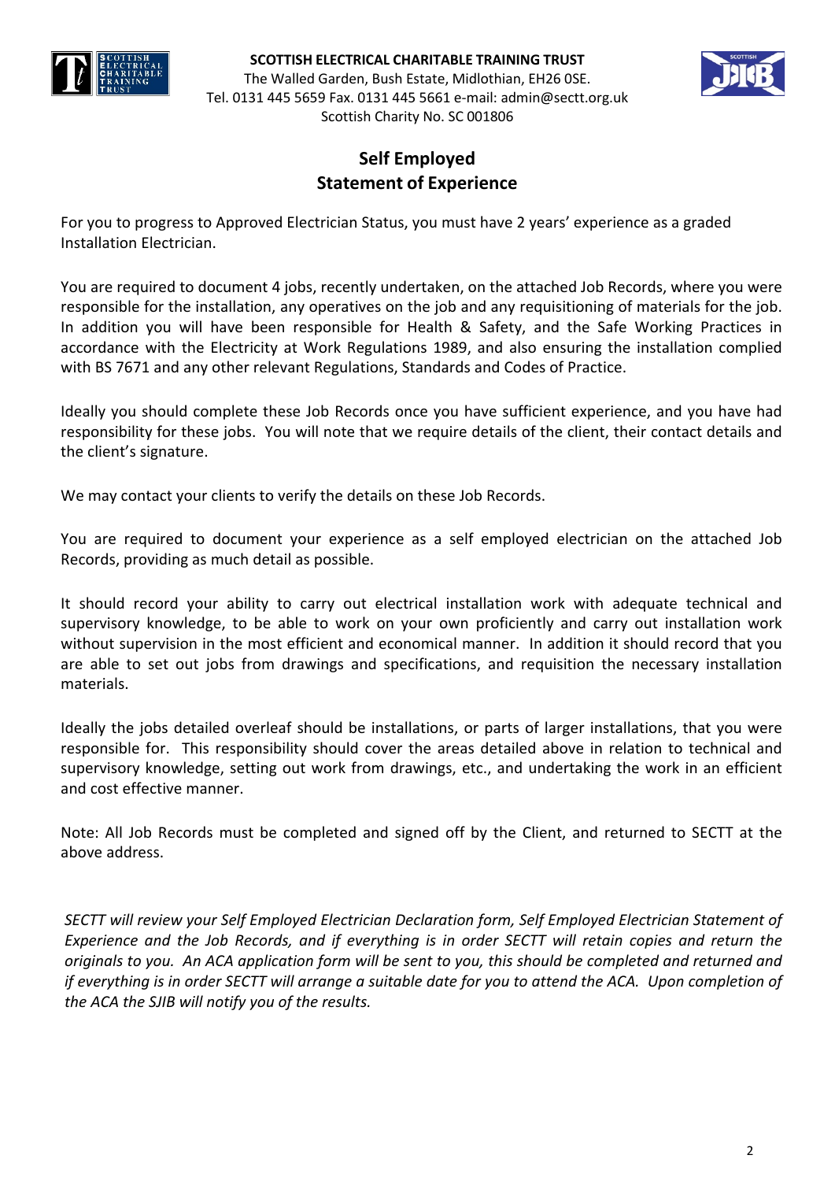**SCOTTISH ELECTRICAL CHARITABLE TRAINING TRUST**
The Walled Garden, Bush Estate, Midlothian, EH26 0SE.
Tel. 0131 445 5659 Fax. 0131 445 5661 e-mail: admin@sectt.org.uk
Scottish Charity No. SC 001806

# Self Employed
# Statement of Experience

For you to progress to Approved Electrician Status, you must have 2 years' experience as a graded Installation Electrician.

You are required to document 4 jobs, recently undertaken, on the attached Job Records, where you were responsible for the installation, any operatives on the job and any requisitioning of materials for the job. In addition you will have been responsible for Health & Safety, and the Safe Working Practices in accordance with the Electricity at Work Regulations 1989, and also ensuring the installation complied with BS 7671 and any other relevant Regulations, Standards and Codes of Practice.

Ideally you should complete these Job Records once you have sufficient experience, and you have had responsibility for these jobs. You will note that we require details of the client, their contact details and the client's signature.

We may contact your clients to verify the details on these Job Records.

You are required to document your experience as a self employed electrician on the attached Job Records, providing as much detail as possible.

It should record your ability to carry out electrical installation work with adequate technical and supervisory knowledge, to be able to work on your own proficiently and carry out installation work without supervision in the most efficient and economical manner. In addition it should record that you are able to set out jobs from drawings and specifications, and requisition the necessary installation materials.

Ideally the jobs detailed overleaf should be installations, or parts of larger installations, that you were responsible for. This responsibility should cover the areas detailed above in relation to technical and supervisory knowledge, setting out work from drawings, etc., and undertaking the work in an efficient and cost effective manner.

Note: All Job Records must be completed and signed off by the Client, and returned to SECTT at the above address.

*SECTT will review your Self Employed Electrician Declaration form, Self Employed Electrician Statement of Experience and the Job Records, and if everything is in order SECTT will retain copies and return the originals to you. An ACA application form will be sent to you, this should be completed and returned and if everything is in order SECTT will arrange a suitable date for you to attend the ACA. Upon completion of the ACA the SJIB will notify you of the results.*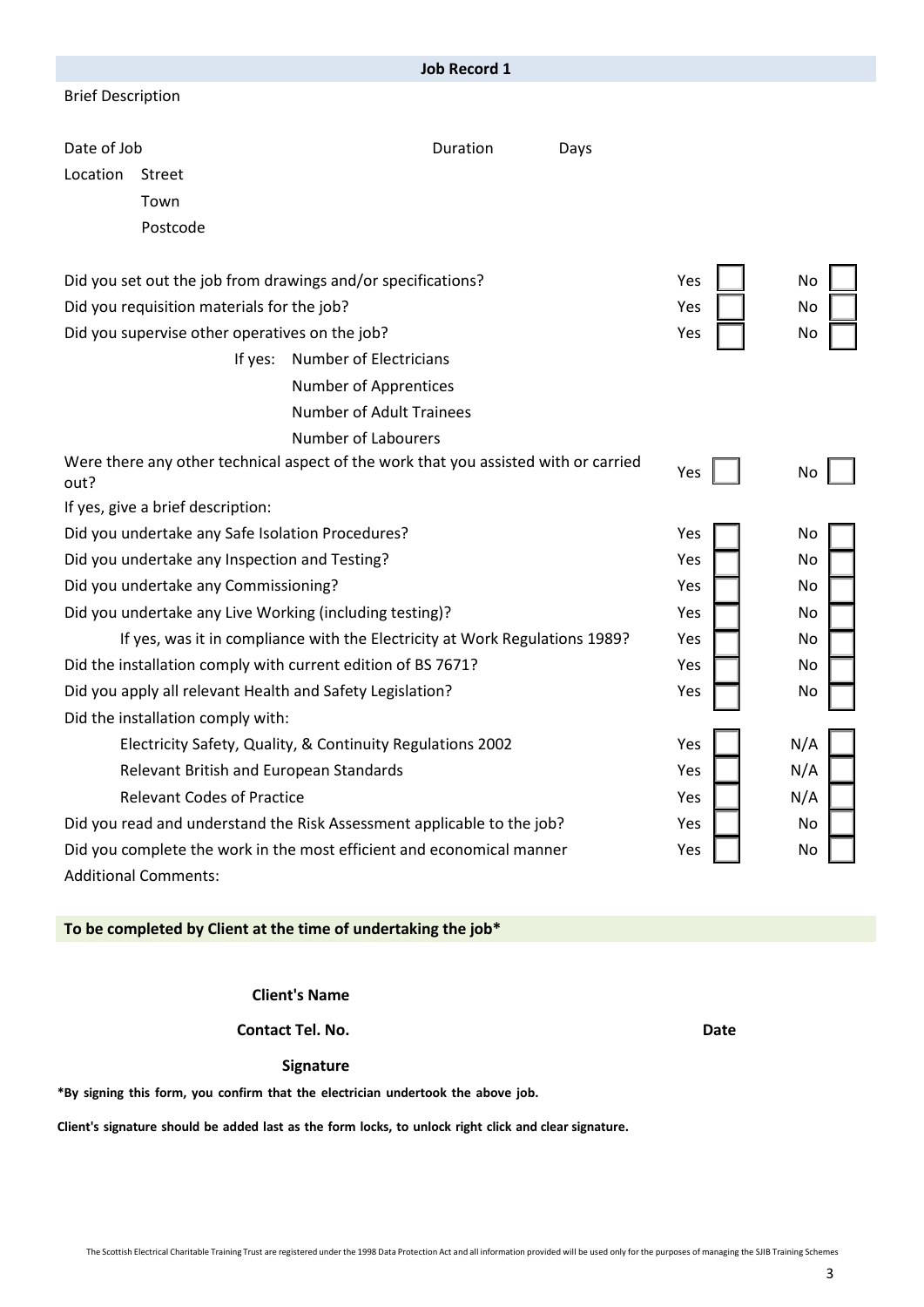## Job Record 1

Brief Description

Date of Job Duration Days

Location Street

Town

Postcode

| | | | | |
|---|---|---|---|---|
| Did you set out the job from drawings and/or specifications? | Yes | ☐ | No | ☐ |
| Did you requisition materials for the job? | Yes | ☐ | No | ☐ |
| Did you supervise other operatives on the job? | Yes | ☐ | No | ☐ |
| If yes: Number of Electricians | | | | |
| Number of Apprentices | | | | |
| Number of Adult Trainees | | | | |
| Number of Labourers | | | | |
| Were there any other technical aspect of the work that you assisted with or carried out? | Yes | ☐ | No | ☐ |
| If yes, give a brief description: | | | | |
| Did you undertake any Safe Isolation Procedures? | Yes | ☐ | No | ☐ |
| Did you undertake any Inspection and Testing? | Yes | ☐ | No | ☐ |
| Did you undertake any Commissioning? | Yes | ☐ | No | ☐ |
| Did you undertake any Live Working (including testing)? | Yes | ☐ | No | ☐ |
| If yes, was it in compliance with the Electricity at Work Regulations 1989? | Yes | ☐ | No | ☐ |
| Did the installation comply with current edition of BS 7671? | Yes | ☐ | No | ☐ |
| Did you apply all relevant Health and Safety Legislation? | Yes | ☐ | No | ☐ |
| Did the installation comply with: | | | | |
| Electricity Safety, Quality, & Continuity Regulations 2002 | Yes | ☐ | N/A | ☐ |
| Relevant British and European Standards | Yes | ☐ | N/A | ☐ |
| Relevant Codes of Practice | Yes | ☐ | N/A | ☐ |
| Did you read and understand the Risk Assessment applicable to the job? | Yes | ☐ | No | ☐ |
| Did you complete the work in the most efficient and economical manner | Yes | ☐ | No | ☐ |

Additional Comments:

**To be completed by Client at the time of undertaking the job***

**Client's Name**

**Contact Tel. No.** **Date**

**Signature**

***By signing this form, you confirm that the electrician undertook the above job.**

**Client's signature should be added last as the form locks, to unlock right click and clear signature.**

The Scottish Electrical Charitable Training Trust are registered under the 1998 Data Protection Act and all information provided will be used only for the purposes of managing the SJIB Training Schemes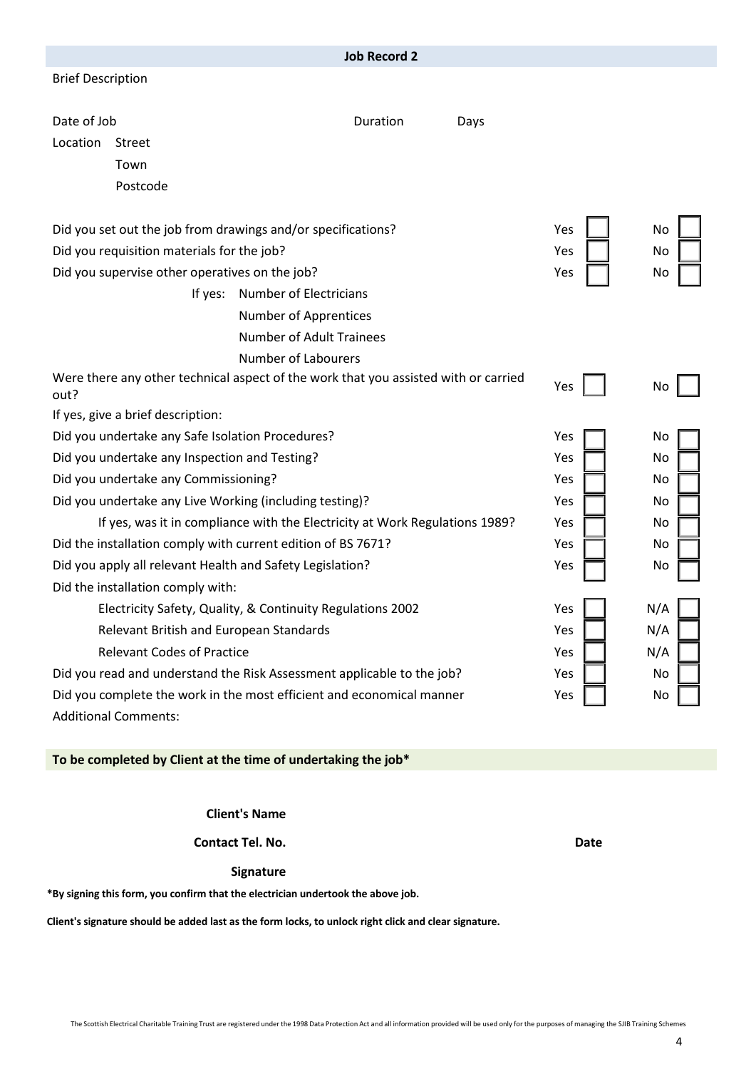## Job Record 2

Brief Description

Date of Job | Duration | Days

Location | Street
Town
Postcode

| | | | | |
|---|---|---|---|---|
| Did you set out the job from drawings and/or specifications? | Yes | ☐ | No | ☐ |
| Did you requisition materials for the job? | Yes | ☐ | No | ☐ |
| Did you supervise other operatives on the job? | Yes | ☐ | No | ☐ |
| If yes: Number of Electricians | | | | |
| Number of Apprentices | | | | |
| Number of Adult Trainees | | | | |
| Number of Labourers | | | | |
| Were there any other technical aspect of the work that you assisted with or carried out? | Yes | ☐ | No | ☐ |
| If yes, give a brief description: | | | | |
| Did you undertake any Safe Isolation Procedures? | Yes | ☐ | No | ☐ |
| Did you undertake any Inspection and Testing? | Yes | ☐ | No | ☐ |
| Did you undertake any Commissioning? | Yes | ☐ | No | ☐ |
| Did you undertake any Live Working (including testing)? | Yes | ☐ | No | ☐ |
| If yes, was it in compliance with the Electricity at Work Regulations 1989? | Yes | ☐ | No | ☐ |
| Did the installation comply with current edition of BS 7671? | Yes | ☐ | No | ☐ |
| Did you apply all relevant Health and Safety Legislation? | Yes | ☐ | No | ☐ |
| Did the installation comply with: | | | | |
| Electricity Safety, Quality, & Continuity Regulations 2002 | Yes | ☐ | N/A | ☐ |
| Relevant British and European Standards | Yes | ☐ | N/A | ☐ |
| Relevant Codes of Practice | Yes | ☐ | N/A | ☐ |
| Did you read and understand the Risk Assessment applicable to the job? | Yes | ☐ | No | ☐ |
| Did you complete the work in the most efficient and economical manner | Yes | ☐ | No | ☐ |

Additional Comments:

**To be completed by Client at the time of undertaking the job***

**Client's Name**

**Contact Tel. No.** **Date**

**Signature**

***By signing this form, you confirm that the electrician undertook the above job.**

**Client's signature should be added last as the form locks, to unlock right click and clear signature.**

The Scottish Electrical Charitable Training Trust are registered under the 1998 Data Protection Act and all information provided will be used only for the purposes of managing the SJIB Training Schemes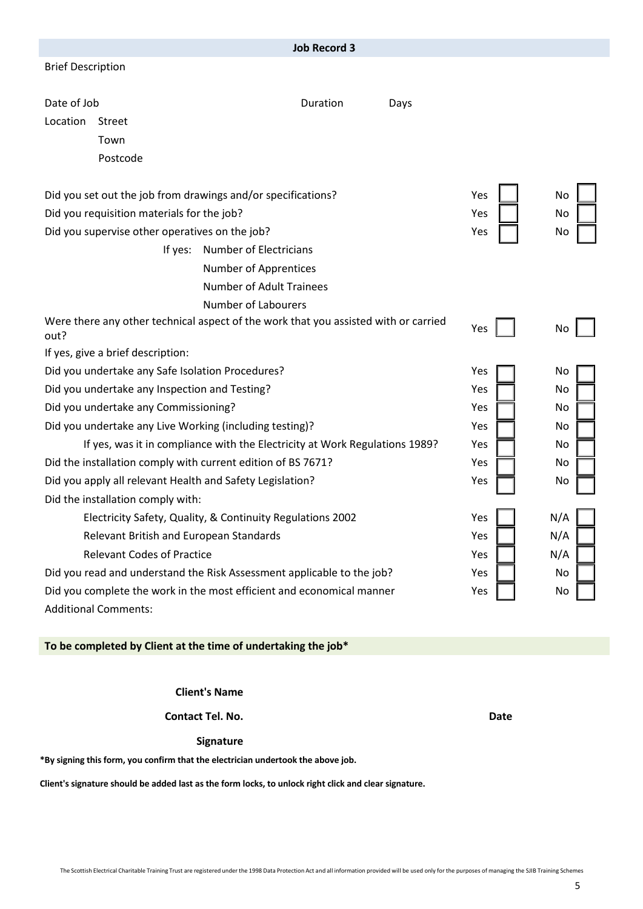## Job Record 3

Brief Description

Date of Job Duration Days

Location Street

Town

Postcode

| | | | | |
|---|---|---|---|---|
| Did you set out the job from drawings and/or specifications? | Yes | ☐ | No | ☐ |
| Did you requisition materials for the job? | Yes | ☐ | No | ☐ |
| Did you supervise other operatives on the job? | Yes | ☐ | No | ☐ |

If yes:
- Number of Electricians
- Number of Apprentices
- Number of Adult Trainees
- Number of Labourers

| | | | | |
|---|---|---|---|---|
| Were there any other technical aspect of the work that you assisted with or carried out? | Yes | ☐ | No | ☐ |

If yes, give a brief description:

| | | | | |
|---|---|---|---|---|
| Did you undertake any Safe Isolation Procedures? | Yes | ☐ | No | ☐ |
| Did you undertake any Inspection and Testing? | Yes | ☐ | No | ☐ |
| Did you undertake any Commissioning? | Yes | ☐ | No | ☐ |
| Did you undertake any Live Working (including testing)? | Yes | ☐ | No | ☐ |
| If yes, was it in compliance with the Electricity at Work Regulations 1989? | Yes | ☐ | No | ☐ |
| Did the installation comply with current edition of BS 7671? | Yes | ☐ | No | ☐ |
| Did you apply all relevant Health and Safety Legislation? | Yes | ☐ | No | ☐ |
| Did the installation comply with: | | | | |
| Electricity Safety, Quality, & Continuity Regulations 2002 | Yes | ☐ | N/A | ☐ |
| Relevant British and European Standards | Yes | ☐ | N/A | ☐ |
| Relevant Codes of Practice | Yes | ☐ | N/A | ☐ |
| Did you read and understand the Risk Assessment applicable to the job? | Yes | ☐ | No | ☐ |
| Did you complete the work in the most efficient and economical manner | Yes | ☐ | No | ☐ |

Additional Comments:

**To be completed by Client at the time of undertaking the job***

**Client's Name**

**Contact Tel. No.** **Date**

**Signature**

***By signing this form, you confirm that the electrician undertook the above job.**

**Client's signature should be added last as the form locks, to unlock right click and clear signature.**

The Scottish Electrical Charitable Training Trust are registered under the 1998 Data Protection Act and all information provided will be used only for the purposes of managing the SJIB Training Schemes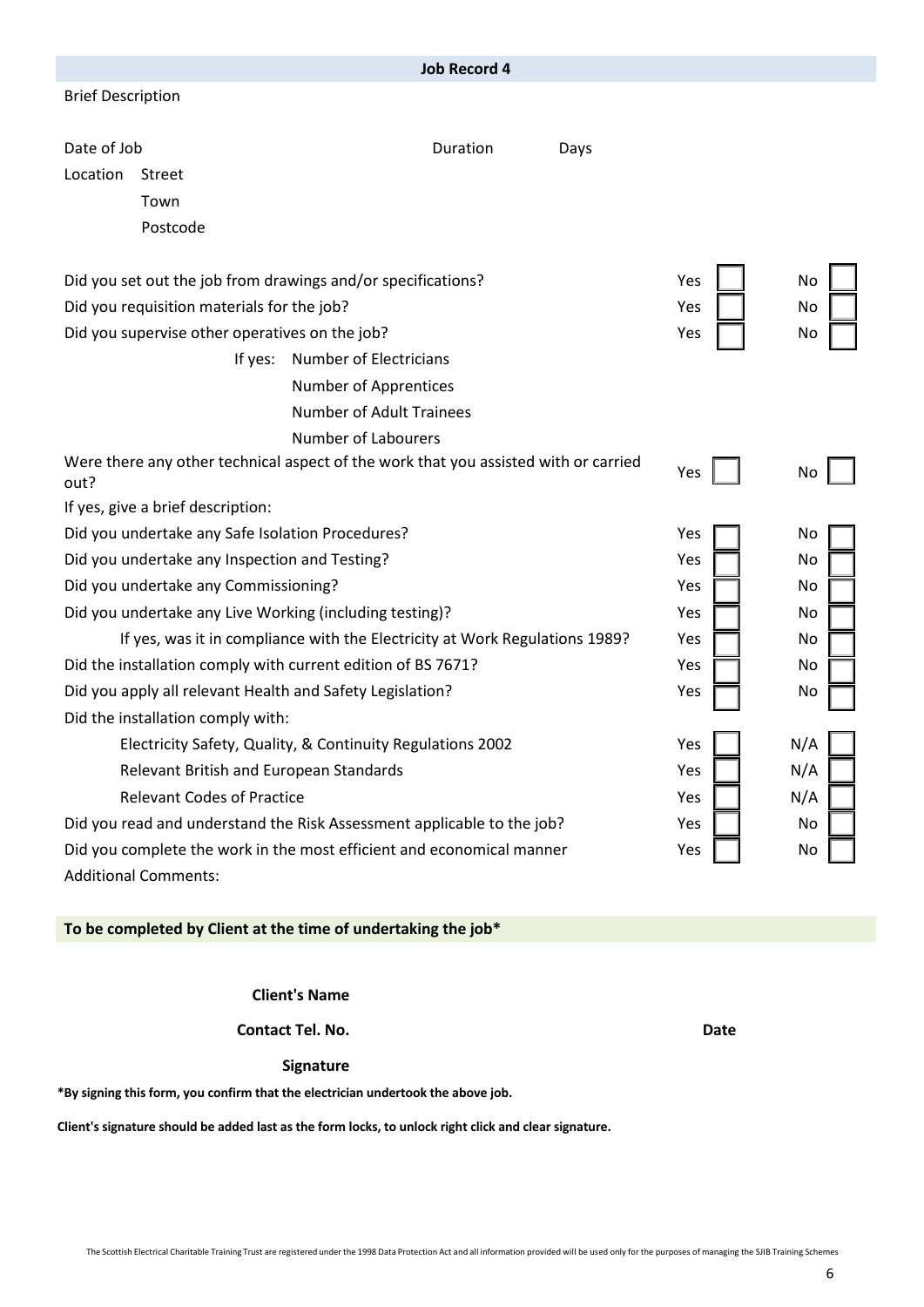## Job Record 4

Brief Description

Date of Job Duration Days

Location Street

Town

Postcode

| | | |
|---|---|---|
| Did you set out the job from drawings and/or specifications? | Yes ☐ | No ☐ |
| Did you requisition materials for the job? | Yes ☐ | No ☐ |
| Did you supervise other operatives on the job? | Yes ☐ | No ☐ |
| If yes: Number of Electricians | | |
| Number of Apprentices | | |
| Number of Adult Trainees | | |
| Number of Labourers | | |
| Were there any other technical aspect of the work that you assisted with or carried out? | Yes ☐ | No ☐ |
| If yes, give a brief description: | | |
| Did you undertake any Safe Isolation Procedures? | Yes ☐ | No ☐ |
| Did you undertake any Inspection and Testing? | Yes ☐ | No ☐ |
| Did you undertake any Commissioning? | Yes ☐ | No ☐ |
| Did you undertake any Live Working (including testing)? | Yes ☐ | No ☐ |
| If yes, was it in compliance with the Electricity at Work Regulations 1989? | Yes ☐ | No ☐ |
| Did the installation comply with current edition of BS 7671? | Yes ☐ | No ☐ |
| Did you apply all relevant Health and Safety Legislation? | Yes ☐ | No ☐ |
| Did the installation comply with: | | |
| Electricity Safety, Quality, & Continuity Regulations 2002 | Yes ☐ | N/A ☐ |
| Relevant British and European Standards | Yes ☐ | N/A ☐ |
| Relevant Codes of Practice | Yes ☐ | N/A ☐ |
| Did you read and understand the Risk Assessment applicable to the job? | Yes ☐ | No ☐ |
| Did you complete the work in the most efficient and economical manner | Yes ☐ | No ☐ |

Additional Comments:

**To be completed by Client at the time of undertaking the job***

**Client's Name**

**Contact Tel. No.** **Date**

**Signature**

***By signing this form, you confirm that the electrician undertook the above job.**

**Client's signature should be added last as the form locks, to unlock right click and clear signature.**

The Scottish Electrical Charitable Training Trust are registered under the 1998 Data Protection Act and all information provided will be used only for the purposes of managing the SJIB Training Schemes